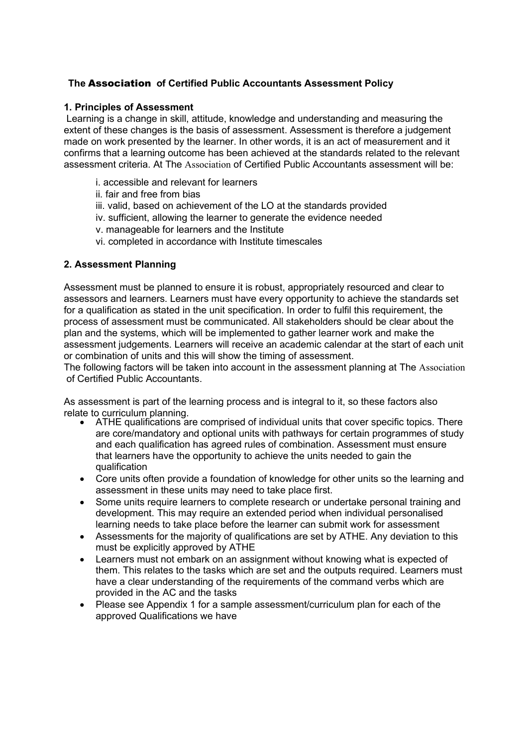## The Association of Certified Public Accountants Assessment Policy

### 1. Principles of Assessment

Learning is a change in skill, attitude, knowledge and understanding and measuring the extent of these changes is the basis of assessment. Assessment is therefore a judgement made on work presented by the learner. In other words, it is an act of measurement and it confirms that a learning outcome has been achieved at the standards related to the relevant assessment criteria. At The Association of Certified Public Accountants assessment will be:

i. accessible and relevant for learners
ii. fair and free from bias
iii. valid, based on achievement of the LO at the standards provided
iv. sufficient, allowing the learner to generate the evidence needed
v. manageable for learners and the Institute
vi. completed in accordance with Institute timescales

### 2. Assessment Planning

Assessment must be planned to ensure it is robust, appropriately resourced and clear to assessors and learners. Learners must have every opportunity to achieve the standards set for a qualification as stated in the unit specification. In order to fulfil this requirement, the process of assessment must be communicated. All stakeholders should be clear about the plan and the systems, which will be implemented to gather learner work and make the assessment judgements. Learners will receive an academic calendar at the start of each unit or combination of units and this will show the timing of assessment.
The following factors will be taken into account in the assessment planning at The Association of Certified Public Accountants.

As assessment is part of the learning process and is integral to it, so these factors also relate to curriculum planning.

- ATHE qualifications are comprised of individual units that cover specific topics. There are core/mandatory and optional units with pathways for certain programmes of study and each qualification has agreed rules of combination. Assessment must ensure that learners have the opportunity to achieve the units needed to gain the qualification
- Core units often provide a foundation of knowledge for other units so the learning and assessment in these units may need to take place first.
- Some units require learners to complete research or undertake personal training and development. This may require an extended period when individual personalised learning needs to take place before the learner can submit work for assessment
- Assessments for the majority of qualifications are set by ATHE. Any deviation to this must be explicitly approved by ATHE
- Learners must not embark on an assignment without knowing what is expected of them. This relates to the tasks which are set and the outputs required. Learners must have a clear understanding of the requirements of the command verbs which are provided in the AC and the tasks
- Please see Appendix 1 for a sample assessment/curriculum plan for each of the approved Qualifications we have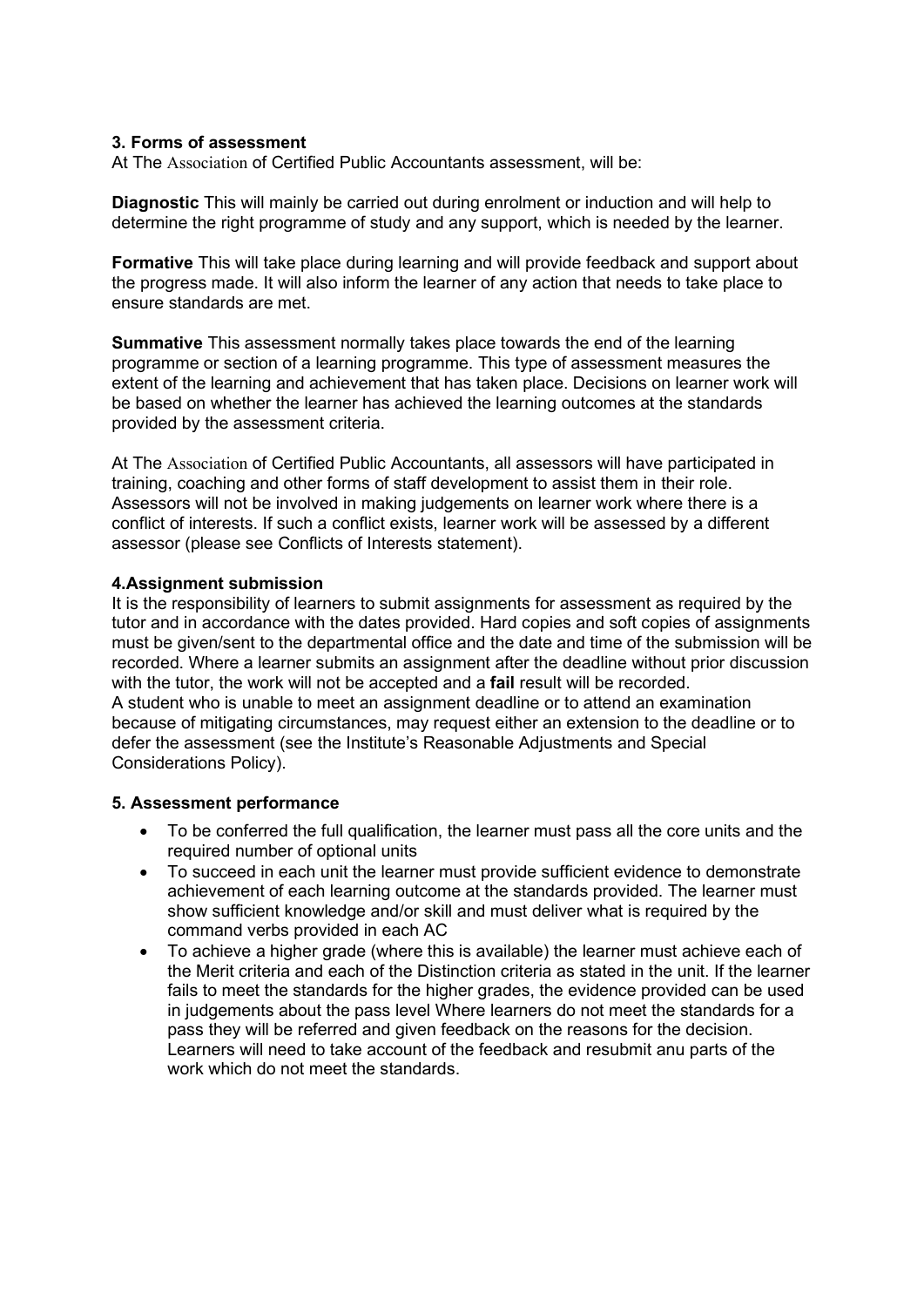## 3. Forms of assessment

At The Association of Certified Public Accountants assessment, will be:

**Diagnostic** This will mainly be carried out during enrolment or induction and will help to determine the right programme of study and any support, which is needed by the learner.

**Formative** This will take place during learning and will provide feedback and support about the progress made. It will also inform the learner of any action that needs to take place to ensure standards are met.

**Summative** This assessment normally takes place towards the end of the learning programme or section of a learning programme. This type of assessment measures the extent of the learning and achievement that has taken place. Decisions on learner work will be based on whether the learner has achieved the learning outcomes at the standards provided by the assessment criteria.

At The Association of Certified Public Accountants, all assessors will have participated in training, coaching and other forms of staff development to assist them in their role. Assessors will not be involved in making judgements on learner work where there is a conflict of interests. If such a conflict exists, learner work will be assessed by a different assessor (please see Conflicts of Interests statement).

## 4.Assignment submission

It is the responsibility of learners to submit assignments for assessment as required by the tutor and in accordance with the dates provided. Hard copies and soft copies of assignments must be given/sent to the departmental office and the date and time of the submission will be recorded. Where a learner submits an assignment after the deadline without prior discussion with the tutor, the work will not be accepted and a **fail** result will be recorded.
A student who is unable to meet an assignment deadline or to attend an examination because of mitigating circumstances, may request either an extension to the deadline or to defer the assessment (see the Institute's Reasonable Adjustments and Special Considerations Policy).

## 5. Assessment performance

- To be conferred the full qualification, the learner must pass all the core units and the required number of optional units
- To succeed in each unit the learner must provide sufficient evidence to demonstrate achievement of each learning outcome at the standards provided. The learner must show sufficient knowledge and/or skill and must deliver what is required by the command verbs provided in each AC
- To achieve a higher grade (where this is available) the learner must achieve each of the Merit criteria and each of the Distinction criteria as stated in the unit. If the learner fails to meet the standards for the higher grades, the evidence provided can be used in judgements about the pass level Where learners do not meet the standards for a pass they will be referred and given feedback on the reasons for the decision. Learners will need to take account of the feedback and resubmit anu parts of the work which do not meet the standards.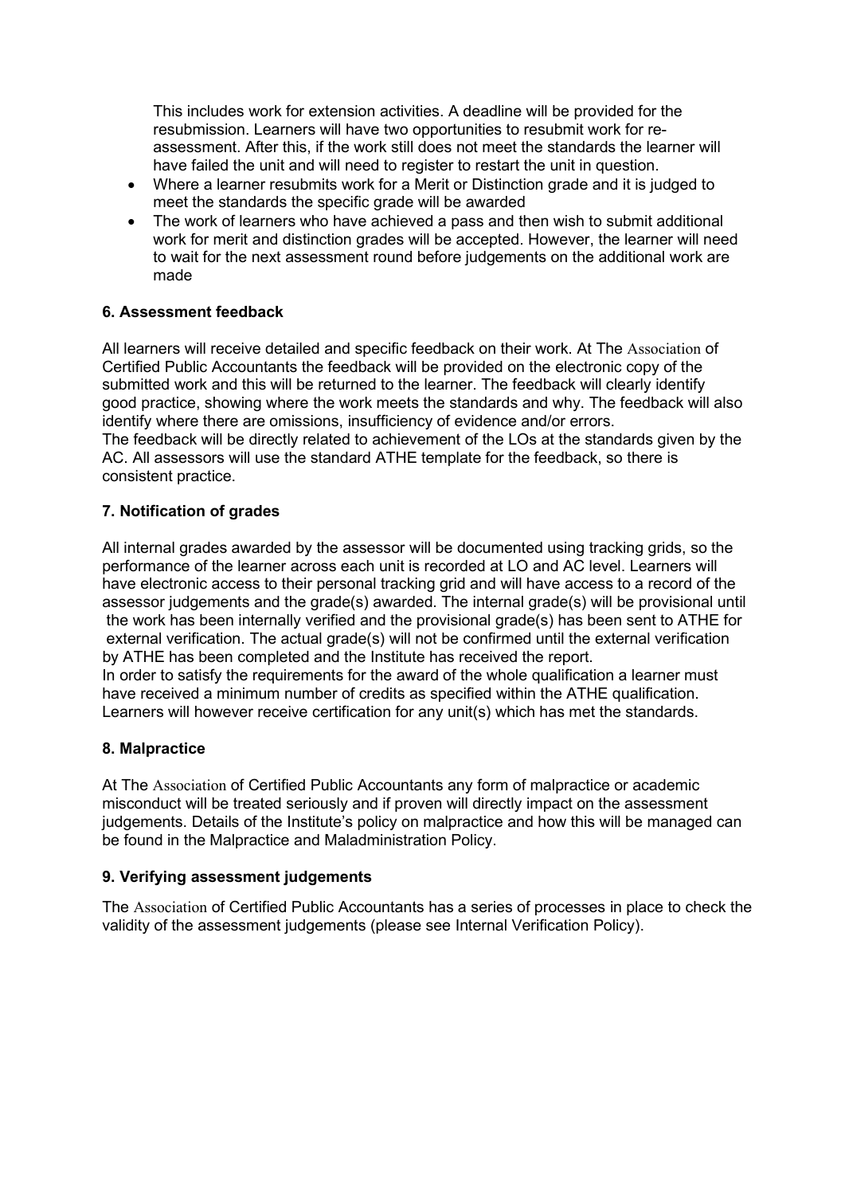This includes work for extension activities. A deadline will be provided for the resubmission. Learners will have two opportunities to resubmit work for re-assessment. After this, if the work still does not meet the standards the learner will have failed the unit and will need to register to restart the unit in question.

- Where a learner resubmits work for a Merit or Distinction grade and it is judged to meet the standards the specific grade will be awarded
- The work of learners who have achieved a pass and then wish to submit additional work for merit and distinction grades will be accepted. However, the learner will need to wait for the next assessment round before judgements on the additional work are made

### 6. Assessment feedback

All learners will receive detailed and specific feedback on their work. At The Association of Certified Public Accountants the feedback will be provided on the electronic copy of the submitted work and this will be returned to the learner. The feedback will clearly identify good practice, showing where the work meets the standards and why. The feedback will also identify where there are omissions, insufficiency of evidence and/or errors.

The feedback will be directly related to achievement of the LOs at the standards given by the AC. All assessors will use the standard ATHE template for the feedback, so there is consistent practice.

### 7. Notification of grades

All internal grades awarded by the assessor will be documented using tracking grids, so the performance of the learner across each unit is recorded at LO and AC level. Learners will have electronic access to their personal tracking grid and will have access to a record of the assessor judgements and the grade(s) awarded. The internal grade(s) will be provisional until the work has been internally verified and the provisional grade(s) has been sent to ATHE for external verification. The actual grade(s) will not be confirmed until the external verification by ATHE has been completed and the Institute has received the report.

In order to satisfy the requirements for the award of the whole qualification a learner must have received a minimum number of credits as specified within the ATHE qualification. Learners will however receive certification for any unit(s) which has met the standards.

### 8. Malpractice

At The Association of Certified Public Accountants any form of malpractice or academic misconduct will be treated seriously and if proven will directly impact on the assessment judgements. Details of the Institute's policy on malpractice and how this will be managed can be found in the Malpractice and Maladministration Policy.

### 9. Verifying assessment judgements

The Association of Certified Public Accountants has a series of processes in place to check the validity of the assessment judgements (please see Internal Verification Policy).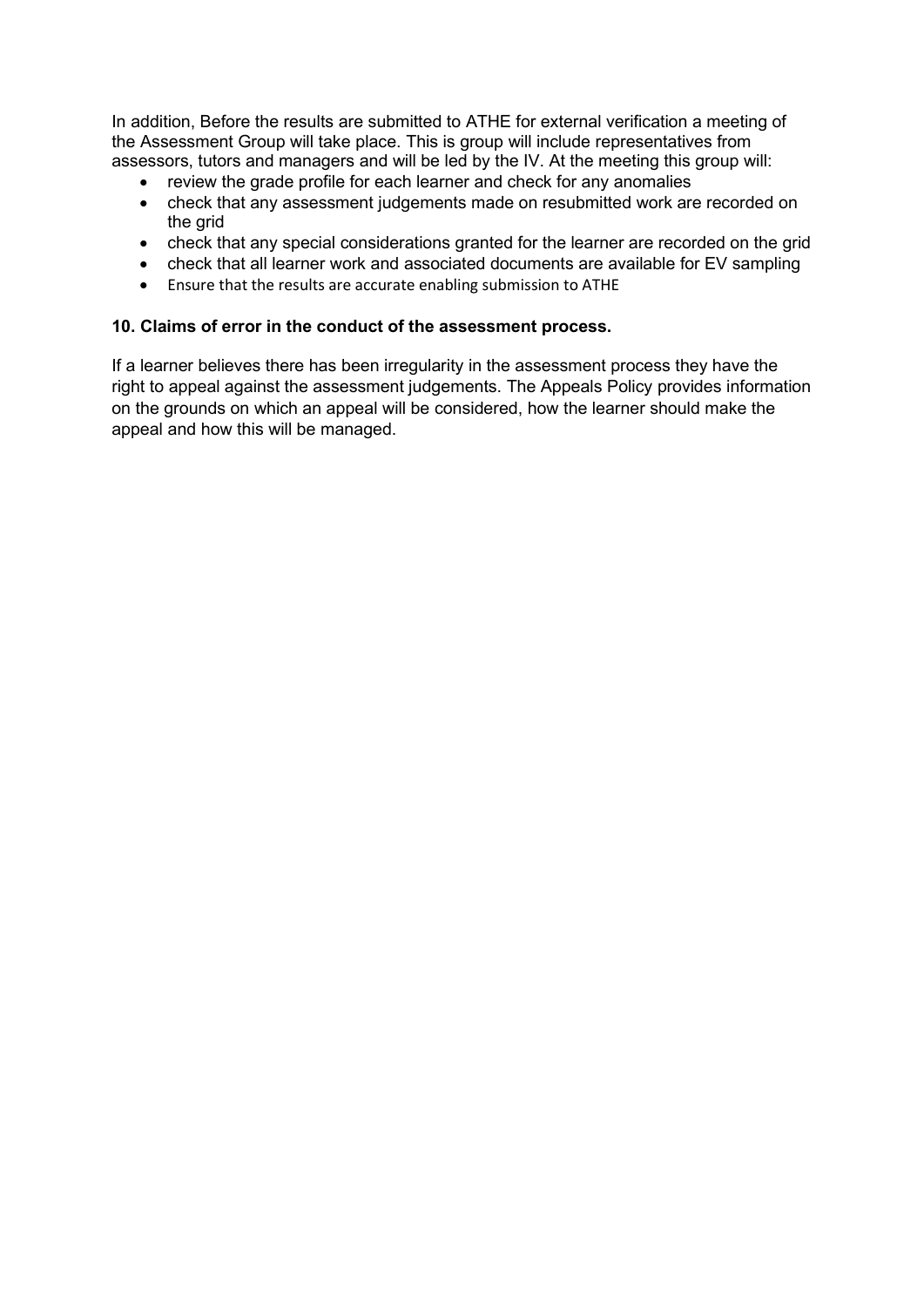In addition, Before the results are submitted to ATHE for external verification a meeting of the Assessment Group will take place. This is group will include representatives from assessors, tutors and managers and will be led by the IV. At the meeting this group will:

- review the grade profile for each learner and check for any anomalies
- check that any assessment judgements made on resubmitted work are recorded on the grid
- check that any special considerations granted for the learner are recorded on the grid
- check that all learner work and associated documents are available for EV sampling
- Ensure that the results are accurate enabling submission to ATHE

**10. Claims of error in the conduct of the assessment process.**

If a learner believes there has been irregularity in the assessment process they have the right to appeal against the assessment judgements. The Appeals Policy provides information on the grounds on which an appeal will be considered, how the learner should make the appeal and how this will be managed.